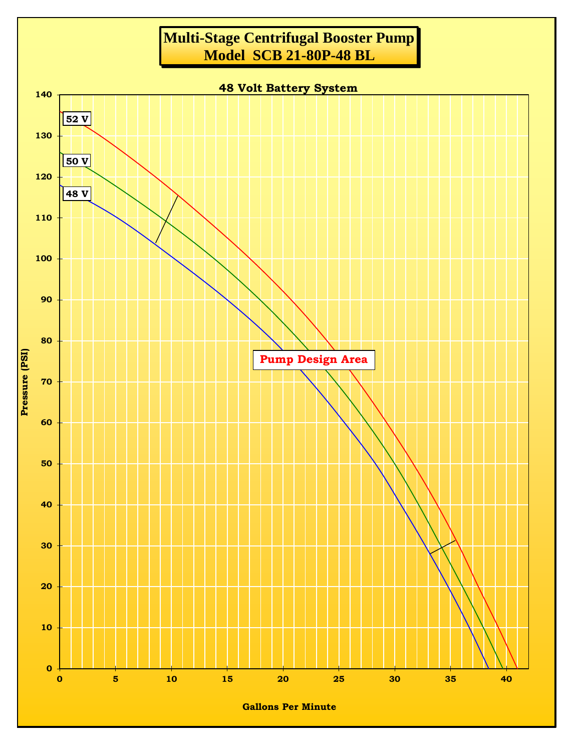# Multi-Stage Centrifugal Booster Pump
# Model SCB 21-80P-48 BL

48 Volt Battery System

52 V

50 V

48 V

Pump Design Area

Pressure (PSI)

Gallons Per Minute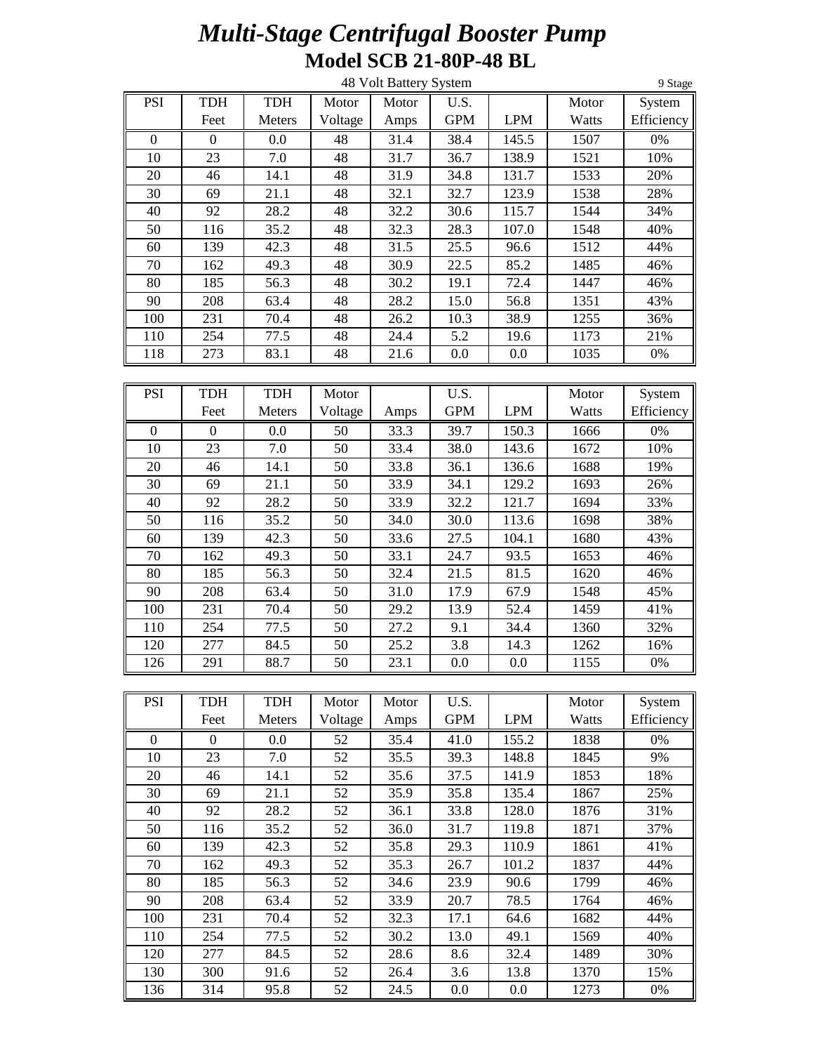# *Multi-Stage Centrifugal Booster Pump*

## Model SCB 21-80P-48 BL

48 Volt Battery System

9 Stage

| PSI | TDH Feet | TDH Meters | Motor Voltage | Motor Amps | U.S. GPM | LPM | Motor Watts | System Efficiency |
|---|---|---|---|---|---|---|---|---|
| 0 | 0 | 0.0 | 48 | 31.4 | 38.4 | 145.5 | 1507 | 0% |
| 10 | 23 | 7.0 | 48 | 31.7 | 36.7 | 138.9 | 1521 | 10% |
| 20 | 46 | 14.1 | 48 | 31.9 | 34.8 | 131.7 | 1533 | 20% |
| 30 | 69 | 21.1 | 48 | 32.1 | 32.7 | 123.9 | 1538 | 28% |
| 40 | 92 | 28.2 | 48 | 32.2 | 30.6 | 115.7 | 1544 | 34% |
| 50 | 116 | 35.2 | 48 | 32.3 | 28.3 | 107.0 | 1548 | 40% |
| 60 | 139 | 42.3 | 48 | 31.5 | 25.5 | 96.6 | 1512 | 44% |
| 70 | 162 | 49.3 | 48 | 30.9 | 22.5 | 85.2 | 1485 | 46% |
| 80 | 185 | 56.3 | 48 | 30.2 | 19.1 | 72.4 | 1447 | 46% |
| 90 | 208 | 63.4 | 48 | 28.2 | 15.0 | 56.8 | 1351 | 43% |
| 100 | 231 | 70.4 | 48 | 26.2 | 10.3 | 38.9 | 1255 | 36% |
| 110 | 254 | 77.5 | 48 | 24.4 | 5.2 | 19.6 | 1173 | 21% |
| 118 | 273 | 83.1 | 48 | 21.6 | 0.0 | 0.0 | 1035 | 0% |

| PSI | TDH Feet | TDH Meters | Motor Voltage | Amps | U.S. GPM | LPM | Motor Watts | System Efficiency |
|---|---|---|---|---|---|---|---|---|
| 0 | 0 | 0.0 | 50 | 33.3 | 39.7 | 150.3 | 1666 | 0% |
| 10 | 23 | 7.0 | 50 | 33.4 | 38.0 | 143.6 | 1672 | 10% |
| 20 | 46 | 14.1 | 50 | 33.8 | 36.1 | 136.6 | 1688 | 19% |
| 30 | 69 | 21.1 | 50 | 33.9 | 34.1 | 129.2 | 1693 | 26% |
| 40 | 92 | 28.2 | 50 | 33.9 | 32.2 | 121.7 | 1694 | 33% |
| 50 | 116 | 35.2 | 50 | 34.0 | 30.0 | 113.6 | 1698 | 38% |
| 60 | 139 | 42.3 | 50 | 33.6 | 27.5 | 104.1 | 1680 | 43% |
| 70 | 162 | 49.3 | 50 | 33.1 | 24.7 | 93.5 | 1653 | 46% |
| 80 | 185 | 56.3 | 50 | 32.4 | 21.5 | 81.5 | 1620 | 46% |
| 90 | 208 | 63.4 | 50 | 31.0 | 17.9 | 67.9 | 1548 | 45% |
| 100 | 231 | 70.4 | 50 | 29.2 | 13.9 | 52.4 | 1459 | 41% |
| 110 | 254 | 77.5 | 50 | 27.2 | 9.1 | 34.4 | 1360 | 32% |
| 120 | 277 | 84.5 | 50 | 25.2 | 3.8 | 14.3 | 1262 | 16% |
| 126 | 291 | 88.7 | 50 | 23.1 | 0.0 | 0.0 | 1155 | 0% |

| PSI | TDH Feet | TDH Meters | Motor Voltage | Motor Amps | U.S. GPM | LPM | Motor Watts | System Efficiency |
|---|---|---|---|---|---|---|---|---|
| 0 | 0 | 0.0 | 52 | 35.4 | 41.0 | 155.2 | 1838 | 0% |
| 10 | 23 | 7.0 | 52 | 35.5 | 39.3 | 148.8 | 1845 | 9% |
| 20 | 46 | 14.1 | 52 | 35.6 | 37.5 | 141.9 | 1853 | 18% |
| 30 | 69 | 21.1 | 52 | 35.9 | 35.8 | 135.4 | 1867 | 25% |
| 40 | 92 | 28.2 | 52 | 36.1 | 33.8 | 128.0 | 1876 | 31% |
| 50 | 116 | 35.2 | 52 | 36.0 | 31.7 | 119.8 | 1871 | 37% |
| 60 | 139 | 42.3 | 52 | 35.8 | 29.3 | 110.9 | 1861 | 41% |
| 70 | 162 | 49.3 | 52 | 35.3 | 26.7 | 101.2 | 1837 | 44% |
| 80 | 185 | 56.3 | 52 | 34.6 | 23.9 | 90.6 | 1799 | 46% |
| 90 | 208 | 63.4 | 52 | 33.9 | 20.7 | 78.5 | 1764 | 46% |
| 100 | 231 | 70.4 | 52 | 32.3 | 17.1 | 64.6 | 1682 | 44% |
| 110 | 254 | 77.5 | 52 | 30.2 | 13.0 | 49.1 | 1569 | 40% |
| 120 | 277 | 84.5 | 52 | 28.6 | 8.6 | 32.4 | 1489 | 30% |
| 130 | 300 | 91.6 | 52 | 26.4 | 3.6 | 13.8 | 1370 | 15% |
| 136 | 314 | 95.8 | 52 | 24.5 | 0.0 | 0.0 | 1273 | 0% |